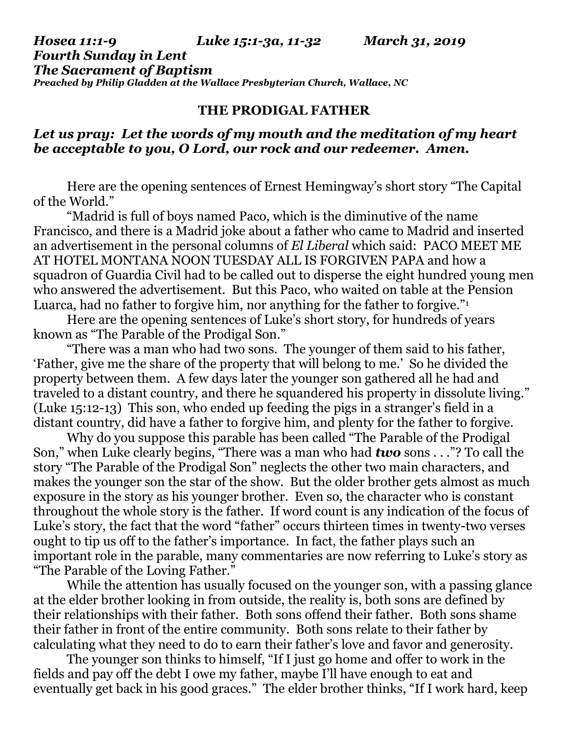***Hosea 11:1-9 Luke 15:1-3a, 11-32 March 31, 2019***
***Fourth Sunday in Lent***
***The Sacrament of Baptism***
***Preached by Philip Gladden at the Wallace Presbyterian Church, Wallace, NC***

## THE PRODIGAL FATHER

***Let us pray: Let the words of my mouth and the meditation of my heart be acceptable to you, O Lord, our rock and our redeemer. Amen.***

Here are the opening sentences of Ernest Hemingway's short story "The Capital of the World."

"Madrid is full of boys named Paco, which is the diminutive of the name Francisco, and there is a Madrid joke about a father who came to Madrid and inserted an advertisement in the personal columns of *El Liberal* which said: PACO MEET ME AT HOTEL MONTANA NOON TUESDAY ALL IS FORGIVEN PAPA and how a squadron of Guardia Civil had to be called out to disperse the eight hundred young men who answered the advertisement. But this Paco, who waited on table at the Pension Luarca, had no father to forgive him, nor anything for the father to forgive."[1]

Here are the opening sentences of Luke's short story, for hundreds of years known as "The Parable of the Prodigal Son."

"There was a man who had two sons. The younger of them said to his father, 'Father, give me the share of the property that will belong to me.' So he divided the property between them. A few days later the younger son gathered all he had and traveled to a distant country, and there he squandered his property in dissolute living." (Luke 15:12-13) This son, who ended up feeding the pigs in a stranger's field in a distant country, did have a father to forgive him, and plenty for the father to forgive.

Why do you suppose this parable has been called "The Parable of the Prodigal Son," when Luke clearly begins, "There was a man who had ***two*** sons . . ."? To call the story "The Parable of the Prodigal Son" neglects the other two main characters, and makes the younger son the star of the show. But the older brother gets almost as much exposure in the story as his younger brother. Even so, the character who is constant throughout the whole story is the father. If word count is any indication of the focus of Luke's story, the fact that the word "father" occurs thirteen times in twenty-two verses ought to tip us off to the father's importance. In fact, the father plays such an important role in the parable, many commentaries are now referring to Luke's story as "The Parable of the Loving Father."

While the attention has usually focused on the younger son, with a passing glance at the elder brother looking in from outside, the reality is, both sons are defined by their relationships with their father. Both sons offend their father. Both sons shame their father in front of the entire community. Both sons relate to their father by calculating what they need to do to earn their father's love and favor and generosity.

The younger son thinks to himself, "If I just go home and offer to work in the fields and pay off the debt I owe my father, maybe I'll have enough to eat and eventually get back in his good graces." The elder brother thinks, "If I work hard, keep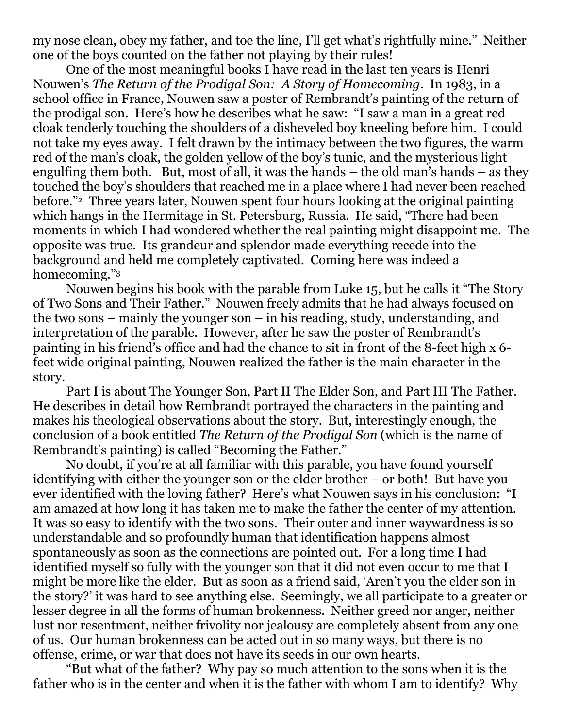my nose clean, obey my father, and toe the line, I'll get what's rightfully mine." Neither one of the boys counted on the father not playing by their rules!

One of the most meaningful books I have read in the last ten years is Henri Nouwen's *The Return of the Prodigal Son: A Story of Homecoming*. In 1983, in a school office in France, Nouwen saw a poster of Rembrandt's painting of the return of the prodigal son. Here's how he describes what he saw: "I saw a man in a great red cloak tenderly touching the shoulders of a disheveled boy kneeling before him. I could not take my eyes away. I felt drawn by the intimacy between the two figures, the warm red of the man's cloak, the golden yellow of the boy's tunic, and the mysterious light engulfing them both. But, most of all, it was the hands – the old man's hands – as they touched the boy's shoulders that reached me in a place where I had never been reached before."[2] Three years later, Nouwen spent four hours looking at the original painting which hangs in the Hermitage in St. Petersburg, Russia. He said, "There had been moments in which I had wondered whether the real painting might disappoint me. The opposite was true. Its grandeur and splendor made everything recede into the background and held me completely captivated. Coming here was indeed a homecoming."[3]

Nouwen begins his book with the parable from Luke 15, but he calls it "The Story of Two Sons and Their Father." Nouwen freely admits that he had always focused on the two sons – mainly the younger son – in his reading, study, understanding, and interpretation of the parable. However, after he saw the poster of Rembrandt's painting in his friend's office and had the chance to sit in front of the 8-feet high x 6-feet wide original painting, Nouwen realized the father is the main character in the story.

Part I is about The Younger Son, Part II The Elder Son, and Part III The Father. He describes in detail how Rembrandt portrayed the characters in the painting and makes his theological observations about the story. But, interestingly enough, the conclusion of a book entitled *The Return of the Prodigal Son* (which is the name of Rembrandt's painting) is called "Becoming the Father."

No doubt, if you're at all familiar with this parable, you have found yourself identifying with either the younger son or the elder brother – or both! But have you ever identified with the loving father? Here's what Nouwen says in his conclusion: "I am amazed at how long it has taken me to make the father the center of my attention. It was so easy to identify with the two sons. Their outer and inner waywardness is so understandable and so profoundly human that identification happens almost spontaneously as soon as the connections are pointed out. For a long time I had identified myself so fully with the younger son that it did not even occur to me that I might be more like the elder. But as soon as a friend said, 'Aren't you the elder son in the story?' it was hard to see anything else. Seemingly, we all participate to a greater or lesser degree in all the forms of human brokenness. Neither greed nor anger, neither lust nor resentment, neither frivolity nor jealousy are completely absent from any one of us. Our human brokenness can be acted out in so many ways, but there is no offense, crime, or war that does not have its seeds in our own hearts.

"But what of the father? Why pay so much attention to the sons when it is the father who is in the center and when it is the father with whom I am to identify? Why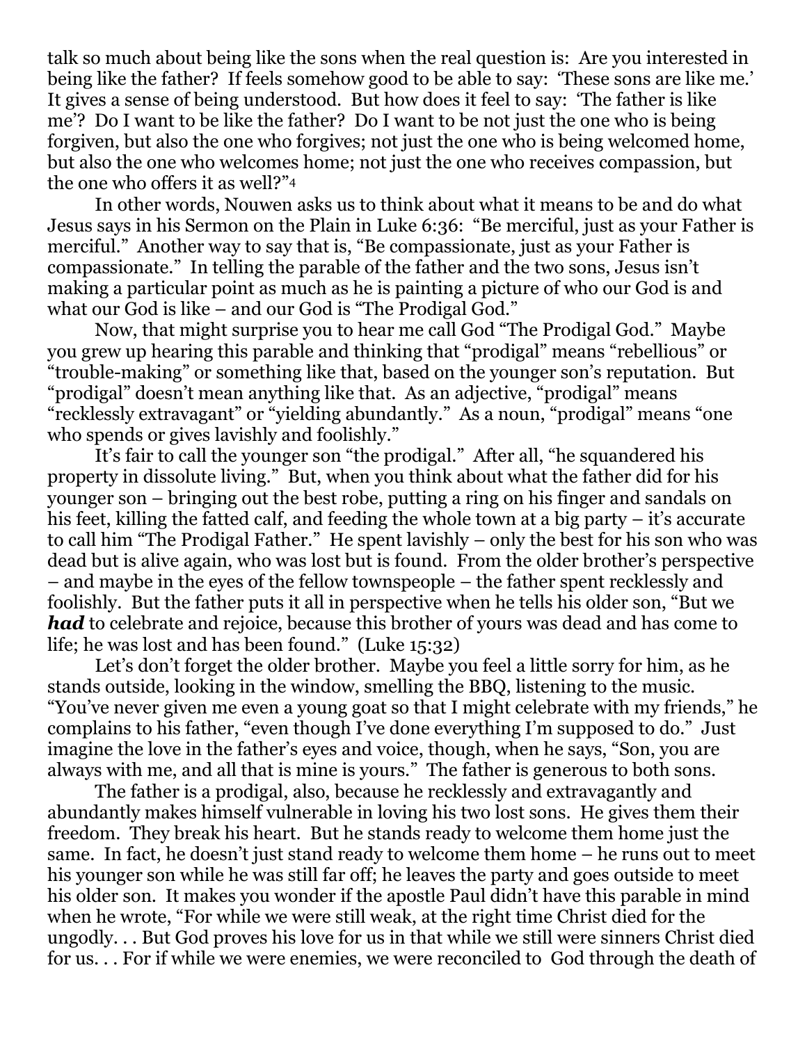talk so much about being like the sons when the real question is: Are you interested in being like the father? If feels somehow good to be able to say: 'These sons are like me.' It gives a sense of being understood. But how does it feel to say: 'The father is like me'? Do I want to be like the father? Do I want to be not just the one who is being forgiven, but also the one who forgives; not just the one who is being welcomed home, but also the one who welcomes home; not just the one who receives compassion, but the one who offers it as well?"[4]

In other words, Nouwen asks us to think about what it means to be and do what Jesus says in his Sermon on the Plain in Luke 6:36: "Be merciful, just as your Father is merciful." Another way to say that is, "Be compassionate, just as your Father is compassionate." In telling the parable of the father and the two sons, Jesus isn't making a particular point as much as he is painting a picture of who our God is and what our God is like – and our God is "The Prodigal God."

Now, that might surprise you to hear me call God "The Prodigal God." Maybe you grew up hearing this parable and thinking that "prodigal" means "rebellious" or "trouble-making" or something like that, based on the younger son's reputation. But "prodigal" doesn't mean anything like that. As an adjective, "prodigal" means "recklessly extravagant" or "yielding abundantly." As a noun, "prodigal" means "one who spends or gives lavishly and foolishly."

It's fair to call the younger son "the prodigal." After all, "he squandered his property in dissolute living." But, when you think about what the father did for his younger son – bringing out the best robe, putting a ring on his finger and sandals on his feet, killing the fatted calf, and feeding the whole town at a big party – it's accurate to call him "The Prodigal Father." He spent lavishly – only the best for his son who was dead but is alive again, who was lost but is found. From the older brother's perspective – and maybe in the eyes of the fellow townspeople – the father spent recklessly and foolishly. But the father puts it all in perspective when he tells his older son, "But we ***had*** to celebrate and rejoice, because this brother of yours was dead and has come to life; he was lost and has been found." (Luke 15:32)

Let's don't forget the older brother. Maybe you feel a little sorry for him, as he stands outside, looking in the window, smelling the BBQ, listening to the music. "You've never given me even a young goat so that I might celebrate with my friends," he complains to his father, "even though I've done everything I'm supposed to do." Just imagine the love in the father's eyes and voice, though, when he says, "Son, you are always with me, and all that is mine is yours." The father is generous to both sons.

The father is a prodigal, also, because he recklessly and extravagantly and abundantly makes himself vulnerable in loving his two lost sons. He gives them their freedom. They break his heart. But he stands ready to welcome them home just the same. In fact, he doesn't just stand ready to welcome them home – he runs out to meet his younger son while he was still far off; he leaves the party and goes outside to meet his older son. It makes you wonder if the apostle Paul didn't have this parable in mind when he wrote, "For while we were still weak, at the right time Christ died for the ungodly. . . But God proves his love for us in that while we still were sinners Christ died for us. . . For if while we were enemies, we were reconciled to God through the death of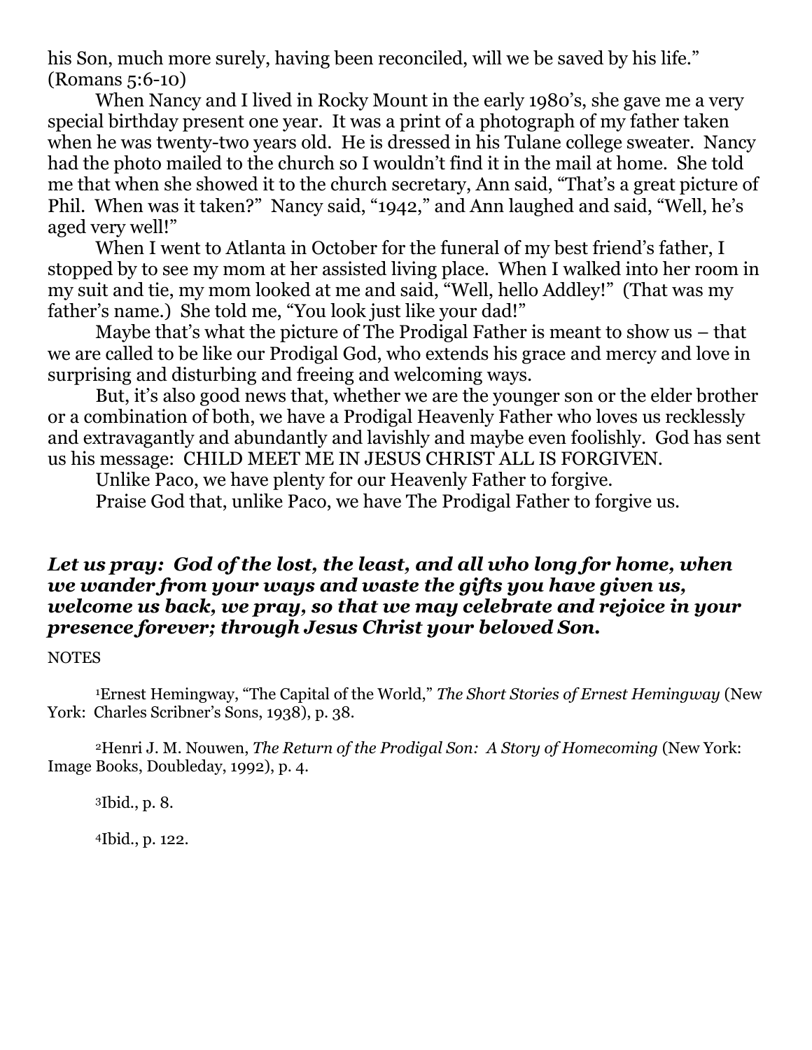his Son, much more surely, having been reconciled, will we be saved by his life." (Romans 5:6-10)

When Nancy and I lived in Rocky Mount in the early 1980's, she gave me a very special birthday present one year. It was a print of a photograph of my father taken when he was twenty-two years old. He is dressed in his Tulane college sweater. Nancy had the photo mailed to the church so I wouldn't find it in the mail at home. She told me that when she showed it to the church secretary, Ann said, "That's a great picture of Phil. When was it taken?" Nancy said, "1942," and Ann laughed and said, "Well, he's aged very well!"

When I went to Atlanta in October for the funeral of my best friend's father, I stopped by to see my mom at her assisted living place. When I walked into her room in my suit and tie, my mom looked at me and said, "Well, hello Addley!" (That was my father's name.) She told me, "You look just like your dad!"

Maybe that's what the picture of The Prodigal Father is meant to show us – that we are called to be like our Prodigal God, who extends his grace and mercy and love in surprising and disturbing and freeing and welcoming ways.

But, it's also good news that, whether we are the younger son or the elder brother or a combination of both, we have a Prodigal Heavenly Father who loves us recklessly and extravagantly and abundantly and lavishly and maybe even foolishly. God has sent us his message: CHILD MEET ME IN JESUS CHRIST ALL IS FORGIVEN.

Unlike Paco, we have plenty for our Heavenly Father to forgive.

Praise God that, unlike Paco, we have The Prodigal Father to forgive us.

***Let us pray: God of the lost, the least, and all who long for home, when we wander from your ways and waste the gifts you have given us, welcome us back, we pray, so that we may celebrate and rejoice in your presence forever; through Jesus Christ your beloved Son.***

NOTES

[1]Ernest Hemingway, "The Capital of the World," *The Short Stories of Ernest Hemingway* (New York: Charles Scribner's Sons, 1938), p. 38.

[2]Henri J. M. Nouwen, *The Return of the Prodigal Son: A Story of Homecoming* (New York: Image Books, Doubleday, 1992), p. 4.

[3]Ibid., p. 8.

[4]Ibid., p. 122.